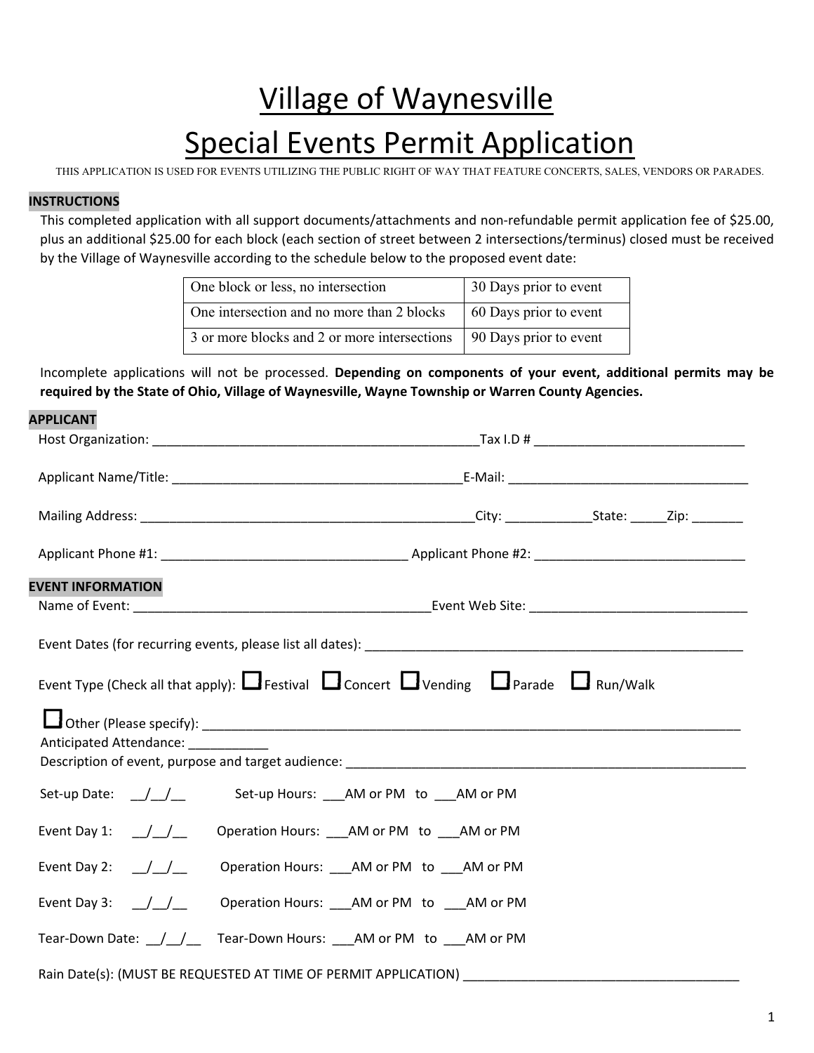# Village of Waynesville

# Special Events Permit Application

THIS APPLICATION IS USED FOR EVENTS UTILIZING THE PUBLIC RIGHT OF WAY THAT FEATURE CONCERTS, SALES, VENDORS OR PARADES.

**INSTRUCTIONS**

This completed application with all support documents/attachments and non-refundable permit application fee of $25.00, plus an additional $25.00 for each block (each section of street between 2 intersections/terminus) closed must be received by the Village of Waynesville according to the schedule below to the proposed event date:

| | |
|---|---|
| One block or less, no intersection | 30 Days prior to event |
| One intersection and no more than 2 blocks | 60 Days prior to event |
| 3 or more blocks and 2 or more intersections | 90 Days prior to event |

Incomplete applications will not be processed. **Depending on components of your event, additional permits may be required by the State of Ohio, Village of Waynesville, Wayne Township or Warren County Agencies.**

**APPLICANT**

Host Organization: ______________________________________________ Tax I.D # _____________________________

Applicant Name/Title: ________________________________________ E-Mail: _________________________________

Mailing Address: _______________________________________________ City: ____________ State: _____ Zip: _______

Applicant Phone #1: _________________________________ Applicant Phone #2: _____________________________

**EVENT INFORMATION**

Name of Event: __________________________________________ Event Web Site: ______________________________

Event Dates (for recurring events, please list all dates): ______________________________________________________

Event Type (Check all that apply): ☐ Festival ☐ Concert ☐ Vending ☐ Parade ☐ Run/Walk

☐ Other (Please specify): ______________________________________________________________________________

Anticipated Attendance: ___________

Description of event, purpose and target audience: ___________________________________________________________

Set-up Date: __/__/__ Set-up Hours: ___AM or PM to ___AM or PM

Event Day 1: __/__/__ Operation Hours: ___AM or PM to ___AM or PM

Event Day 2: __/__/__ Operation Hours: ___AM or PM to ___AM or PM

Event Day 3: __/__/__ Operation Hours: ___AM or PM to ___AM or PM

Tear-Down Date: __/__/__ Tear-Down Hours: ___AM or PM to ___AM or PM

Rain Date(s): (MUST BE REQUESTED AT TIME OF PERMIT APPLICATION) ______________________________________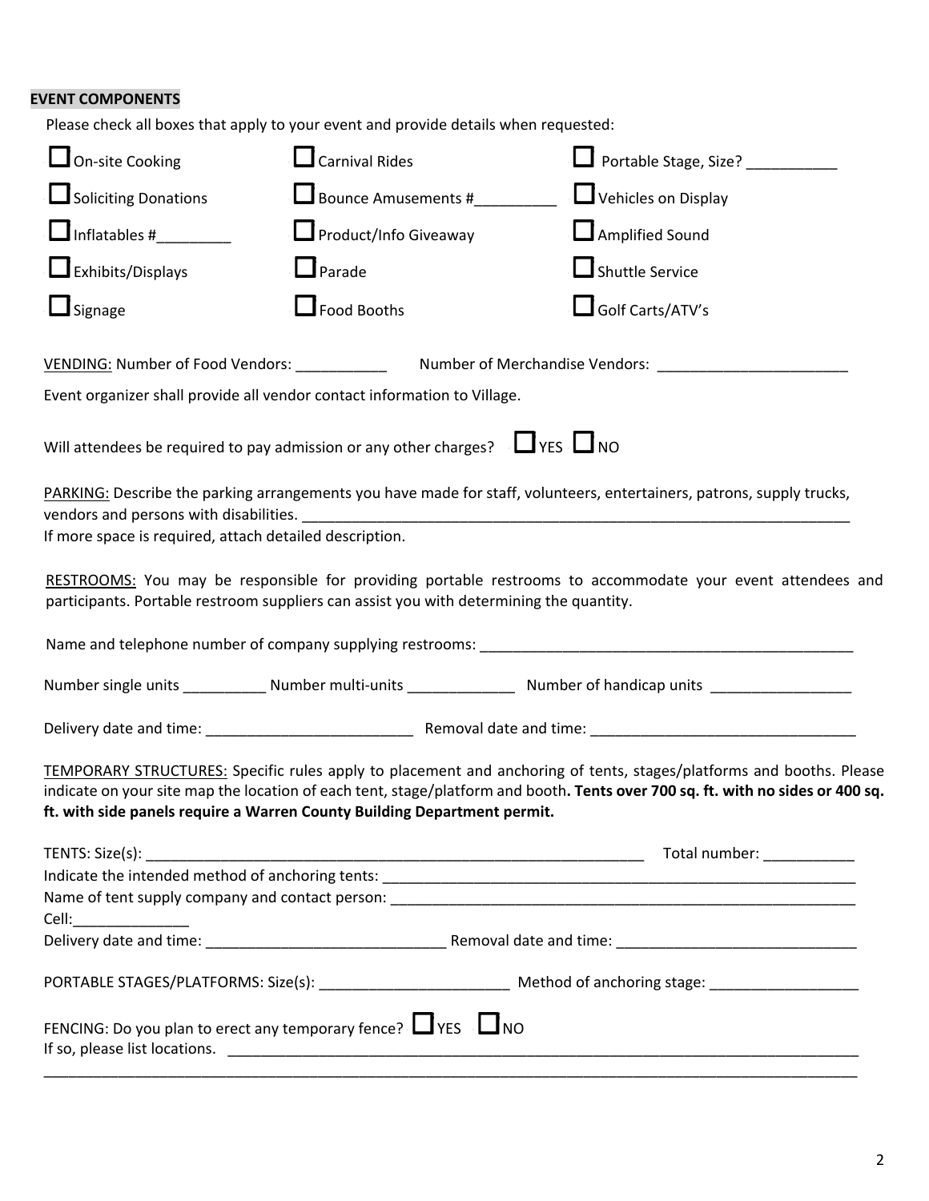**EVENT COMPONENTS**

Please check all boxes that apply to your event and provide details when requested:

| | | |
|---|---|---|
| ☐ On-site Cooking | ☐ Carnival Rides | ☐ Portable Stage, Size? ___________ |
| ☐ Soliciting Donations | ☐ Bounce Amusements #_________ | ☐ Vehicles on Display |
| ☐ Inflatables #_________ | ☐ Product/Info Giveaway | ☐ Amplified Sound |
| ☐ Exhibits/Displays | ☐ Parade | ☐ Shuttle Service |
| ☐ Signage | ☐ Food Booths | ☐ Golf Carts/ATV's |

VENDING: Number of Food Vendors: ___________ Number of Merchandise Vendors: _______________________

Event organizer shall provide all vendor contact information to Village.

Will attendees be required to pay admission or any other charges? ☐ YES ☐ NO

PARKING: Describe the parking arrangements you have made for staff, volunteers, entertainers, patrons, supply trucks, vendors and persons with disabilities. ____________________________________________________________________

If more space is required, attach detailed description.

RESTROOMS: You may be responsible for providing portable restrooms to accommodate your event attendees and participants. Portable restroom suppliers can assist you with determining the quantity.

Name and telephone number of company supplying restrooms: _______________________________________________

Number single units __________ Number multi-units _____________ Number of handicap units _________________

Delivery date and time: _________________________ Removal date and time: _______________________________

TEMPORARY STRUCTURES: Specific rules apply to placement and anchoring of tents, stages/platforms and booths. Please indicate on your site map the location of each tent, stage/platform and booth**. Tents over 700 sq. ft. with no sides or 400 sq. ft. with side panels require a Warren County Building Department permit.**

TENTS: Size(s): ______________________________________________________________ Total number: ___________

Indicate the intended method of anchoring tents: ___________________________________________________________

Name of tent supply company and contact person: ___________________________________________________________

Cell:______________

Delivery date and time: _____________________________ Removal date and time: _____________________________

PORTABLE STAGES/PLATFORMS: Size(s): _______________________ Method of anchoring stage: __________________

FENCING: Do you plan to erect any temporary fence? ☐ YES ☐ NO

If so, please list locations. ______________________________________________________________________________

___________________________________________________________________________________________________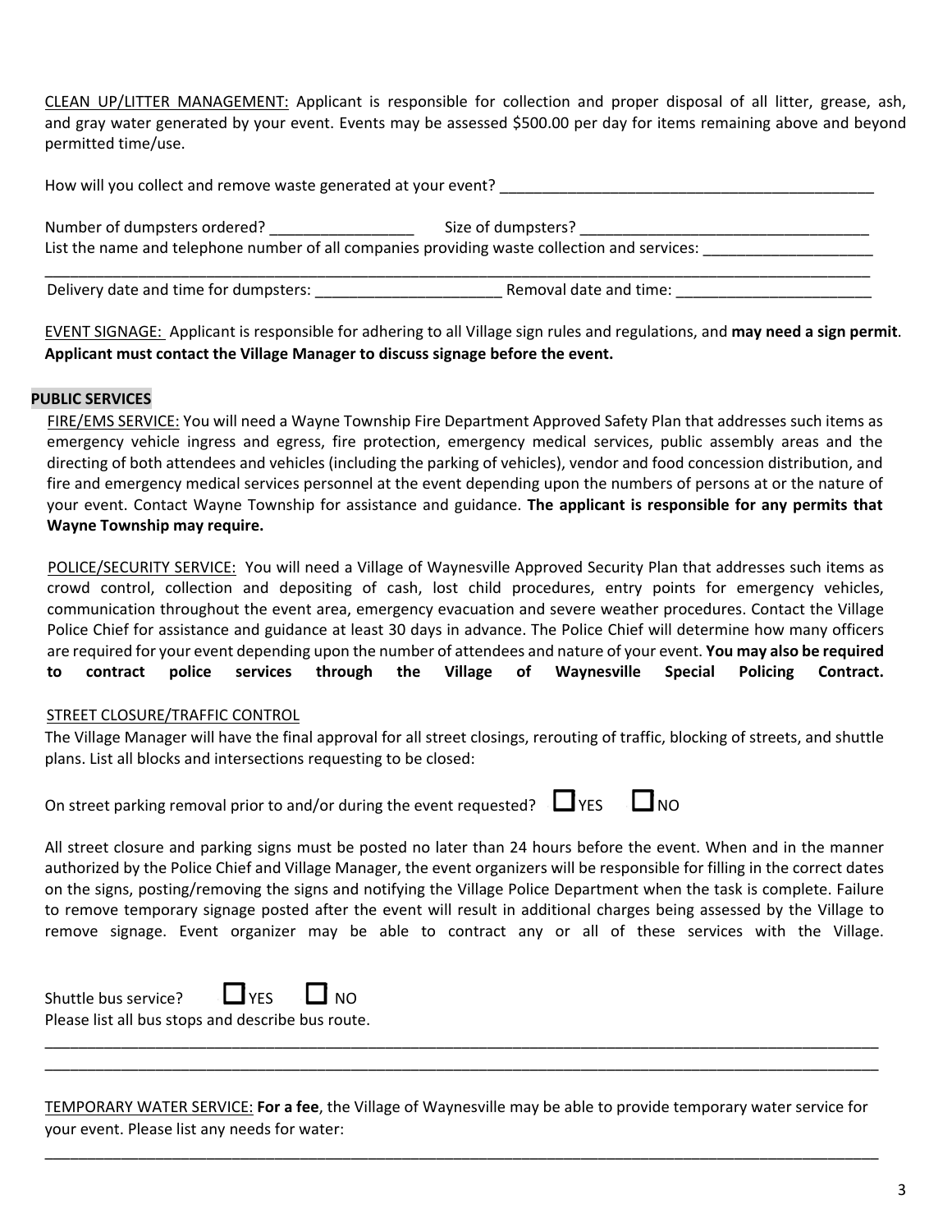CLEAN UP/LITTER MANAGEMENT: Applicant is responsible for collection and proper disposal of all litter, grease, ash, and gray water generated by your event. Events may be assessed $500.00 per day for items remaining above and beyond permitted time/use.

How will you collect and remove waste generated at your event? _____________________________________________

Number of dumpsters ordered? _________________ Size of dumpsters? ___________________________________

List the name and telephone number of all companies providing waste collection and services: ____________________

_____________________________________________________________________________________________

Delivery date and time for dumpsters: ______________________ Removal date and time: _______________________

EVENT SIGNAGE: Applicant is responsible for adhering to all Village sign rules and regulations, and **may need a sign permit**. **Applicant must contact the Village Manager to discuss signage before the event.**

## PUBLIC SERVICES

FIRE/EMS SERVICE: You will need a Wayne Township Fire Department Approved Safety Plan that addresses such items as emergency vehicle ingress and egress, fire protection, emergency medical services, public assembly areas and the directing of both attendees and vehicles (including the parking of vehicles), vendor and food concession distribution, and fire and emergency medical services personnel at the event depending upon the numbers of persons at or the nature of your event. Contact Wayne Township for assistance and guidance. **The applicant is responsible for any permits that Wayne Township may require.**

POLICE/SECURITY SERVICE: You will need a Village of Waynesville Approved Security Plan that addresses such items as crowd control, collection and depositing of cash, lost child procedures, entry points for emergency vehicles, communication throughout the event area, emergency evacuation and severe weather procedures. Contact the Village Police Chief for assistance and guidance at least 30 days in advance. The Police Chief will determine how many officers are required for your event depending upon the number of attendees and nature of your event. **You may also be required to contract police services through the Village of Waynesville Special Policing Contract.**

STREET CLOSURE/TRAFFIC CONTROL

The Village Manager will have the final approval for all street closings, rerouting of traffic, blocking of streets, and shuttle plans. List all blocks and intersections requesting to be closed:

On street parking removal prior to and/or during the event requested? ☐ YES ☐ NO

All street closure and parking signs must be posted no later than 24 hours before the event. When and in the manner authorized by the Police Chief and Village Manager, the event organizers will be responsible for filling in the correct dates on the signs, posting/removing the signs and notifying the Village Police Department when the task is complete. Failure to remove temporary signage posted after the event will result in additional charges being assessed by the Village to remove signage. Event organizer may be able to contract any or all of these services with the Village.

Shuttle bus service? ☐ YES ☐ NO

Please list all bus stops and describe bus route.

_____________________________________________________________________________________________

_____________________________________________________________________________________________

TEMPORARY WATER SERVICE: **For a fee**, the Village of Waynesville may be able to provide temporary water service for your event. Please list any needs for water:

_____________________________________________________________________________________________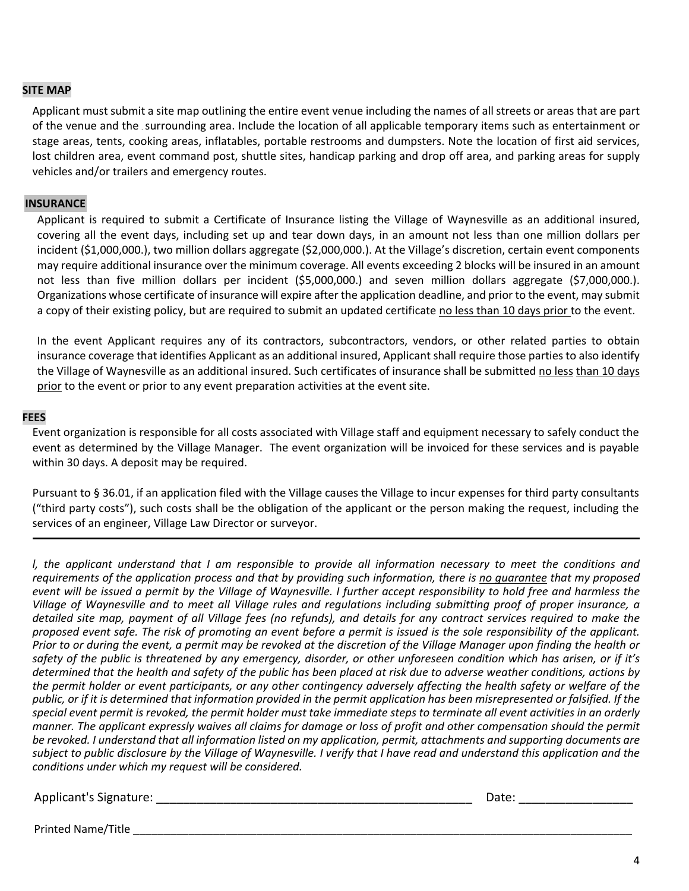## SITE MAP

Applicant must submit a site map outlining the entire event venue including the names of all streets or areas that are part of the venue and the surrounding area. Include the location of all applicable temporary items such as entertainment or stage areas, tents, cooking areas, inflatables, portable restrooms and dumpsters. Note the location of first aid services, lost children area, event command post, shuttle sites, handicap parking and drop off area, and parking areas for supply vehicles and/or trailers and emergency routes.

## INSURANCE

Applicant is required to submit a Certificate of Insurance listing the Village of Waynesville as an additional insured, covering all the event days, including set up and tear down days, in an amount not less than one million dollars per incident ($1,000,000.), two million dollars aggregate ($2,000,000.). At the Village's discretion, certain event components may require additional insurance over the minimum coverage. All events exceeding 2 blocks will be insured in an amount not less than five million dollars per incident ($5,000,000.) and seven million dollars aggregate ($7,000,000.). Organizations whose certificate of insurance will expire after the application deadline, and prior to the event, may submit a copy of their existing policy, but are required to submit an updated certificate <u>no less than 10 days prior</u> to the event.

In the event Applicant requires any of its contractors, subcontractors, vendors, or other related parties to obtain insurance coverage that identifies Applicant as an additional insured, Applicant shall require those parties to also identify the Village of Waynesville as an additional insured. Such certificates of insurance shall be submitted <u>no less than 10 days prior</u> to the event or prior to any event preparation activities at the event site.

## FEES

Event organization is responsible for all costs associated with Village staff and equipment necessary to safely conduct the event as determined by the Village Manager. The event organization will be invoiced for these services and is payable within 30 days. A deposit may be required.

Pursuant to § 36.01, if an application filed with the Village causes the Village to incur expenses for third party consultants ("third party costs"), such costs shall be the obligation of the applicant or the person making the request, including the services of an engineer, Village Law Director or surveyor.

---

*I, the applicant understand that I am responsible to provide all information necessary to meet the conditions and requirements of the application process and that by providing such information, there is <u>no guarantee</u> that my proposed event will be issued a permit by the Village of Waynesville. I further accept responsibility to hold free and harmless the Village of Waynesville and to meet all Village rules and regulations including submitting proof of proper insurance, a detailed site map, payment of all Village fees (no refunds), and details for any contract services required to make the proposed event safe. The risk of promoting an event before a permit is issued is the sole responsibility of the applicant. Prior to or during the event, a permit may be revoked at the discretion of the Village Manager upon finding the health or safety of the public is threatened by any emergency, disorder, or other unforeseen condition which has arisen, or if it's determined that the health and safety of the public has been placed at risk due to adverse weather conditions, actions by the permit holder or event participants, or any other contingency adversely affecting the health safety or welfare of the public, or if it is determined that information provided in the permit application has been misrepresented or falsified. If the special event permit is revoked, the permit holder must take immediate steps to terminate all event activities in an orderly manner. The applicant expressly waives all claims for damage or loss of profit and other compensation should the permit be revoked. I understand that all information listed on my application, permit, attachments and supporting documents are subject to public disclosure by the Village of Waynesville. I verify that I have read and understand this application and the conditions under which my request will be considered.*

Applicant's Signature: ________________________________________________ Date: ________________

Printed Name/Title ________________________________________________________________________________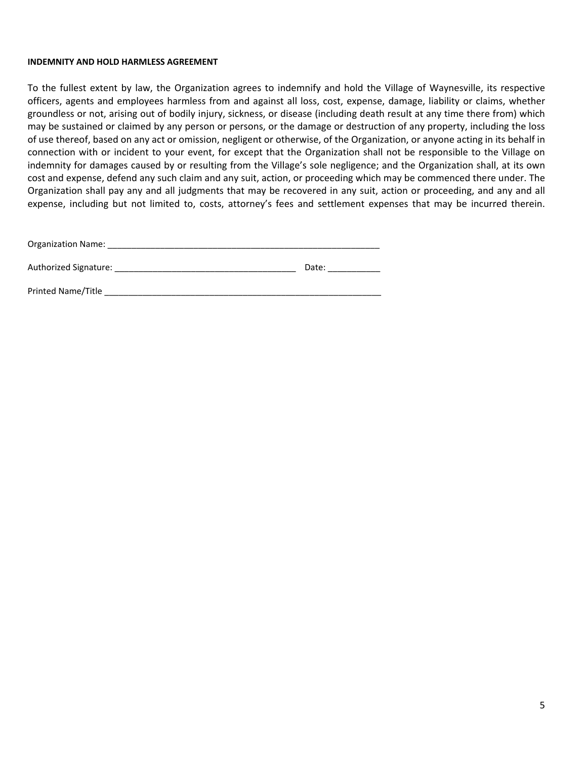**INDEMNITY AND HOLD HARMLESS AGREEMENT**

To the fullest extent by law, the Organization agrees to indemnify and hold the Village of Waynesville, its respective officers, agents and employees harmless from and against all loss, cost, expense, damage, liability or claims, whether groundless or not, arising out of bodily injury, sickness, or disease (including death result at any time there from) which may be sustained or claimed by any person or persons, or the damage or destruction of any property, including the loss of use thereof, based on any act or omission, negligent or otherwise, of the Organization, or anyone acting in its behalf in connection with or incident to your event, for except that the Organization shall not be responsible to the Village on indemnity for damages caused by or resulting from the Village's sole negligence; and the Organization shall, at its own cost and expense, defend any such claim and any suit, action, or proceeding which may be commenced there under. The Organization shall pay any and all judgments that may be recovered in any suit, action or proceeding, and any and all expense, including but not limited to, costs, attorney's fees and settlement expenses that may be incurred therein.

Organization Name: ___________________________________________________________

Authorized Signature: ______________________________________ Date: ___________

Printed Name/Title _____________________________________________________________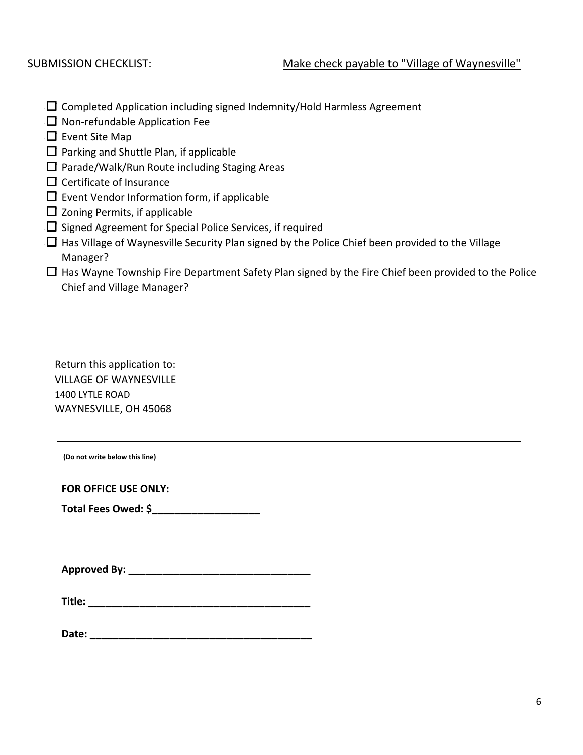SUBMISSION CHECKLIST: Make check payable to "Village of Waynesville"

- ☐ Completed Application including signed Indemnity/Hold Harmless Agreement
- ☐ Non-refundable Application Fee
- ☐ Event Site Map
- ☐ Parking and Shuttle Plan, if applicable
- ☐ Parade/Walk/Run Route including Staging Areas
- ☐ Certificate of Insurance
- ☐ Event Vendor Information form, if applicable
- ☐ Zoning Permits, if applicable
- ☐ Signed Agreement for Special Police Services, if required
- ☐ Has Village of Waynesville Security Plan signed by the Police Chief been provided to the Village Manager?
- ☐ Has Wayne Township Fire Department Safety Plan signed by the Fire Chief been provided to the Police Chief and Village Manager?

Return this application to:
VILLAGE OF WAYNESVILLE
1400 LYTLE ROAD
WAYNESVILLE, OH 45068

---

**(Do not write below this line)**

**FOR OFFICE USE ONLY:**

**Total Fees Owed: $___________________**

**Approved By: ________________________________**

**Title: ________________________________________**

**Date: ________________________________________**